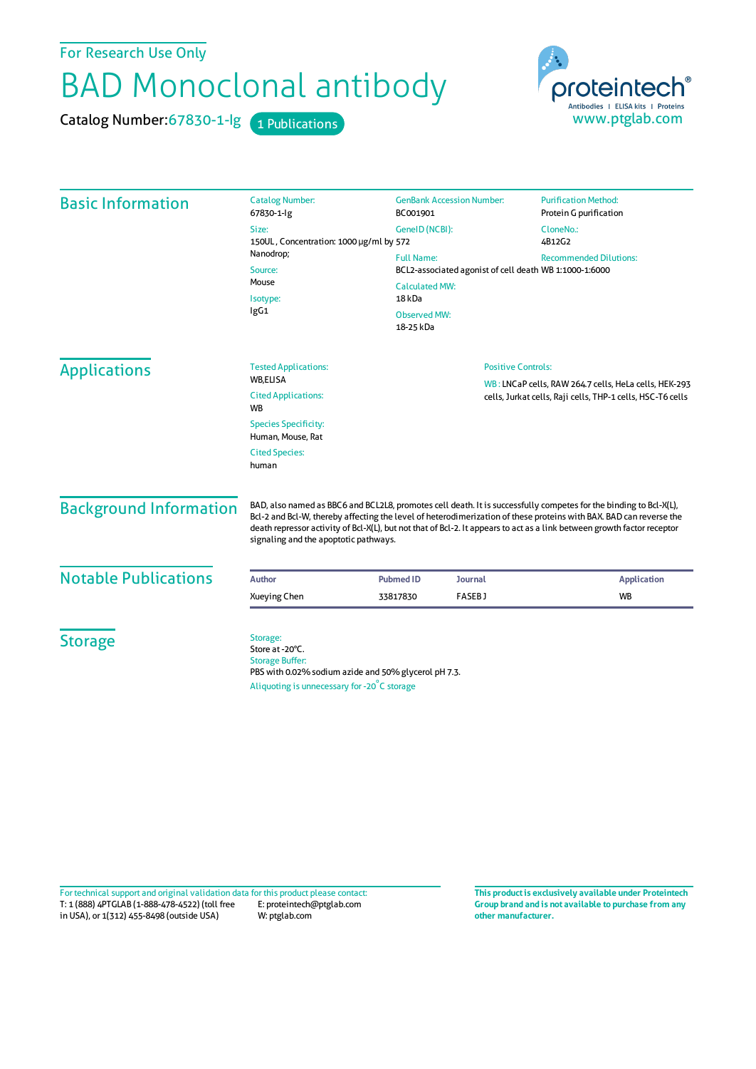For Research Use Only

# BAD Monoclonal antibody

Catalog Number:67830-1-Ig  1 Publications

proteintech®
Antibodies | ELISA kits | Proteins
www.ptglab.com

## Basic Information

Catalog Number:
67830-1-Ig

Size:
150UL , Concentration: 1000 μg/ml by Nanodrop;

Source:
Mouse

Isotype:
IgG1

GenBank Accession Number:
BC001901

GeneID (NCBI):
572

Full Name:
BCL2-associated agonist of cell death

Calculated MW:
18 kDa

Observed MW:
18-25 kDa

Purification Method:
Protein G purification

CloneNo.:
4B12G2

Recommended Dilutions:
WB 1:1000-1:6000

## Applications

Tested Applications:
WB,ELISA

Cited Applications:
WB

Species Specificity:
Human, Mouse, Rat

Cited Species:
human

Positive Controls:

WB : LNCaP cells, RAW 264.7 cells, HeLa cells, HEK-293 cells, Jurkat cells, Raji cells, THP-1 cells, HSC-T6 cells

## Background Information

BAD, also named as BBC6 and BCL2L8, promotes cell death. It is successfully competes for the binding to Bcl-X(L), Bcl-2 and Bcl-W, thereby affecting the level of heterodimerization of these proteins with BAX. BAD can reverse the death repressor activity of Bcl-X(L), but not that of Bcl-2. It appears to act as a link between growth factor receptor signaling and the apoptotic pathways.

## Notable Publications

| Author | Pubmed ID | Journal | Application |
|---|---|---|---|
| Xueying Chen | 33817830 | FASEB J | WB |

## Storage

Storage:
Store at -20°C.
Storage Buffer:
PBS with 0.02% sodium azide and 50% glycerol pH 7.3.
Aliquoting is unnecessary for -20°C storage

For technical support and original validation data for this product please contact:
T: 1 (888) 4PTGLAB (1-888-478-4522) (toll free in USA), or 1(312) 455-8498 (outside USA)
E: proteintech@ptglab.com
W: ptglab.com

**This product is exclusively available under Proteintech Group brand and is not available to purchase from any other manufacturer.**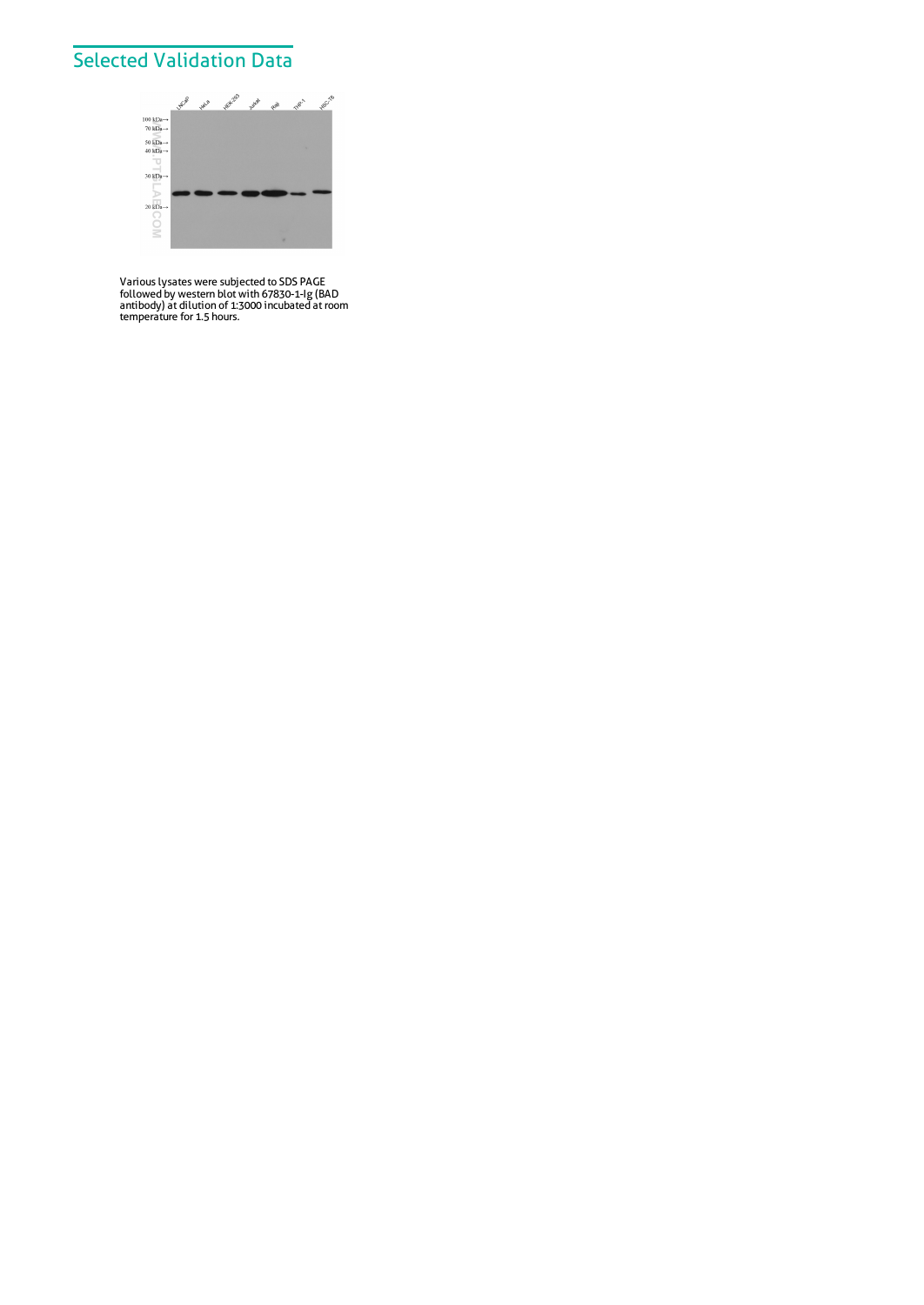## Selected Validation Data

LNCaP
HeLa
HEK-293
Jurkat
Raji
THP-1
HSC-T6

100 kDa→
70 kDa→
50 kDa→
40 kDa→
30 kDa→
20 kDa→

Various lysates were subjected to SDS PAGE followed by western blot with 67830-1-Ig (BAD antibody) at dilution of 1:3000 incubated at room temperature for 1.5 hours.